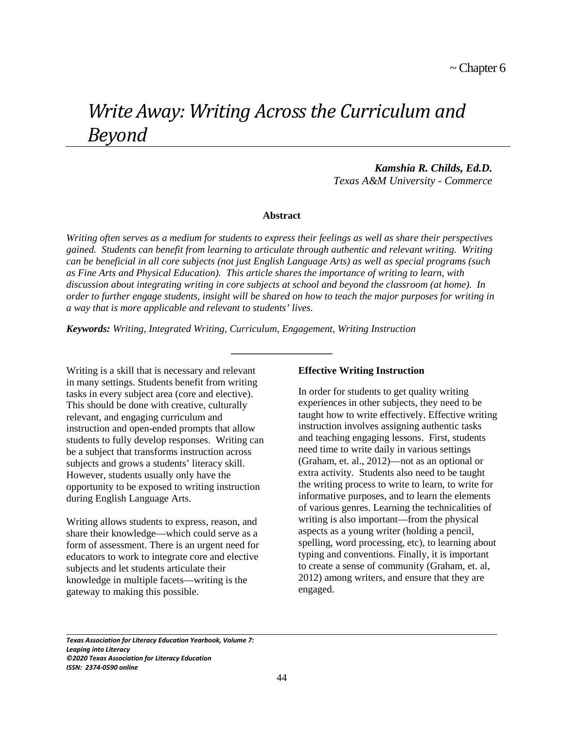~ Chapter 6

# *Write Away: Writing Across the Curriculum and Beyond*

***Kamshia R. Childs, Ed.D.***
*Texas A&M University - Commerce*

**Abstract**

*Writing often serves as a medium for students to express their feelings as well as share their perspectives gained. Students can benefit from learning to articulate through authentic and relevant writing. Writing can be beneficial in all core subjects (not just English Language Arts) as well as special programs (such as Fine Arts and Physical Education). This article shares the importance of writing to learn, with discussion about integrating writing in core subjects at school and beyond the classroom (at home). In order to further engage students, insight will be shared on how to teach the major purposes for writing in a way that is more applicable and relevant to students' lives.*

***Keywords:*** *Writing, Integrated Writing, Curriculum, Engagement, Writing Instruction*

---

Writing is a skill that is necessary and relevant in many settings. Students benefit from writing tasks in every subject area (core and elective). This should be done with creative, culturally relevant, and engaging curriculum and instruction and open-ended prompts that allow students to fully develop responses. Writing can be a subject that transforms instruction across subjects and grows a students' literacy skill. However, students usually only have the opportunity to be exposed to writing instruction during English Language Arts.

Writing allows students to express, reason, and share their knowledge—which could serve as a form of assessment. There is an urgent need for educators to work to integrate core and elective subjects and let students articulate their knowledge in multiple facets—writing is the gateway to making this possible.

**Effective Writing Instruction**

In order for students to get quality writing experiences in other subjects, they need to be taught how to write effectively. Effective writing instruction involves assigning authentic tasks and teaching engaging lessons. First, students need time to write daily in various settings (Graham, et. al., 2012)—not as an optional or extra activity. Students also need to be taught the writing process to write to learn, to write for informative purposes, and to learn the elements of various genres. Learning the technicalities of writing is also important—from the physical aspects as a young writer (holding a pencil, spelling, word processing, etc), to learning about typing and conventions. Finally, it is important to create a sense of community (Graham, et. al, 2012) among writers, and ensure that they are engaged.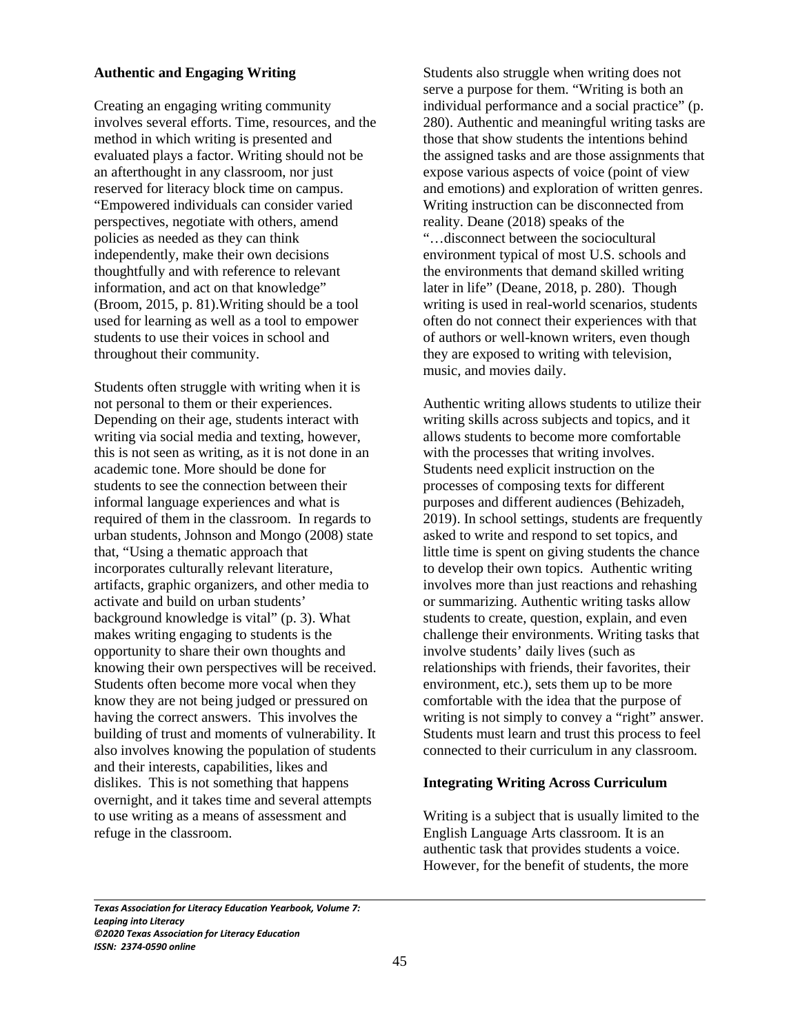## Authentic and Engaging Writing

Creating an engaging writing community involves several efforts. Time, resources, and the method in which writing is presented and evaluated plays a factor. Writing should not be an afterthought in any classroom, nor just reserved for literacy block time on campus. "Empowered individuals can consider varied perspectives, negotiate with others, amend policies as needed as they can think independently, make their own decisions thoughtfully and with reference to relevant information, and act on that knowledge" (Broom, 2015, p. 81).Writing should be a tool used for learning as well as a tool to empower students to use their voices in school and throughout their community.

Students often struggle with writing when it is not personal to them or their experiences. Depending on their age, students interact with writing via social media and texting, however, this is not seen as writing, as it is not done in an academic tone. More should be done for students to see the connection between their informal language experiences and what is required of them in the classroom. In regards to urban students, Johnson and Mongo (2008) state that, "Using a thematic approach that incorporates culturally relevant literature, artifacts, graphic organizers, and other media to activate and build on urban students' background knowledge is vital" (p. 3). What makes writing engaging to students is the opportunity to share their own thoughts and knowing their own perspectives will be received. Students often become more vocal when they know they are not being judged or pressured on having the correct answers. This involves the building of trust and moments of vulnerability. It also involves knowing the population of students and their interests, capabilities, likes and dislikes. This is not something that happens overnight, and it takes time and several attempts to use writing as a means of assessment and refuge in the classroom.

Students also struggle when writing does not serve a purpose for them. "Writing is both an individual performance and a social practice" (p. 280). Authentic and meaningful writing tasks are those that show students the intentions behind the assigned tasks and are those assignments that expose various aspects of voice (point of view and emotions) and exploration of written genres. Writing instruction can be disconnected from reality. Deane (2018) speaks of the "…disconnect between the sociocultural environment typical of most U.S. schools and the environments that demand skilled writing later in life" (Deane, 2018, p. 280). Though writing is used in real-world scenarios, students often do not connect their experiences with that of authors or well-known writers, even though they are exposed to writing with television, music, and movies daily.

Authentic writing allows students to utilize their writing skills across subjects and topics, and it allows students to become more comfortable with the processes that writing involves. Students need explicit instruction on the processes of composing texts for different purposes and different audiences (Behizadeh, 2019). In school settings, students are frequently asked to write and respond to set topics, and little time is spent on giving students the chance to develop their own topics. Authentic writing involves more than just reactions and rehashing or summarizing. Authentic writing tasks allow students to create, question, explain, and even challenge their environments. Writing tasks that involve students' daily lives (such as relationships with friends, their favorites, their environment, etc.), sets them up to be more comfortable with the idea that the purpose of writing is not simply to convey a "right" answer. Students must learn and trust this process to feel connected to their curriculum in any classroom.

## Integrating Writing Across Curriculum

Writing is a subject that is usually limited to the English Language Arts classroom. It is an authentic task that provides students a voice. However, for the benefit of students, the more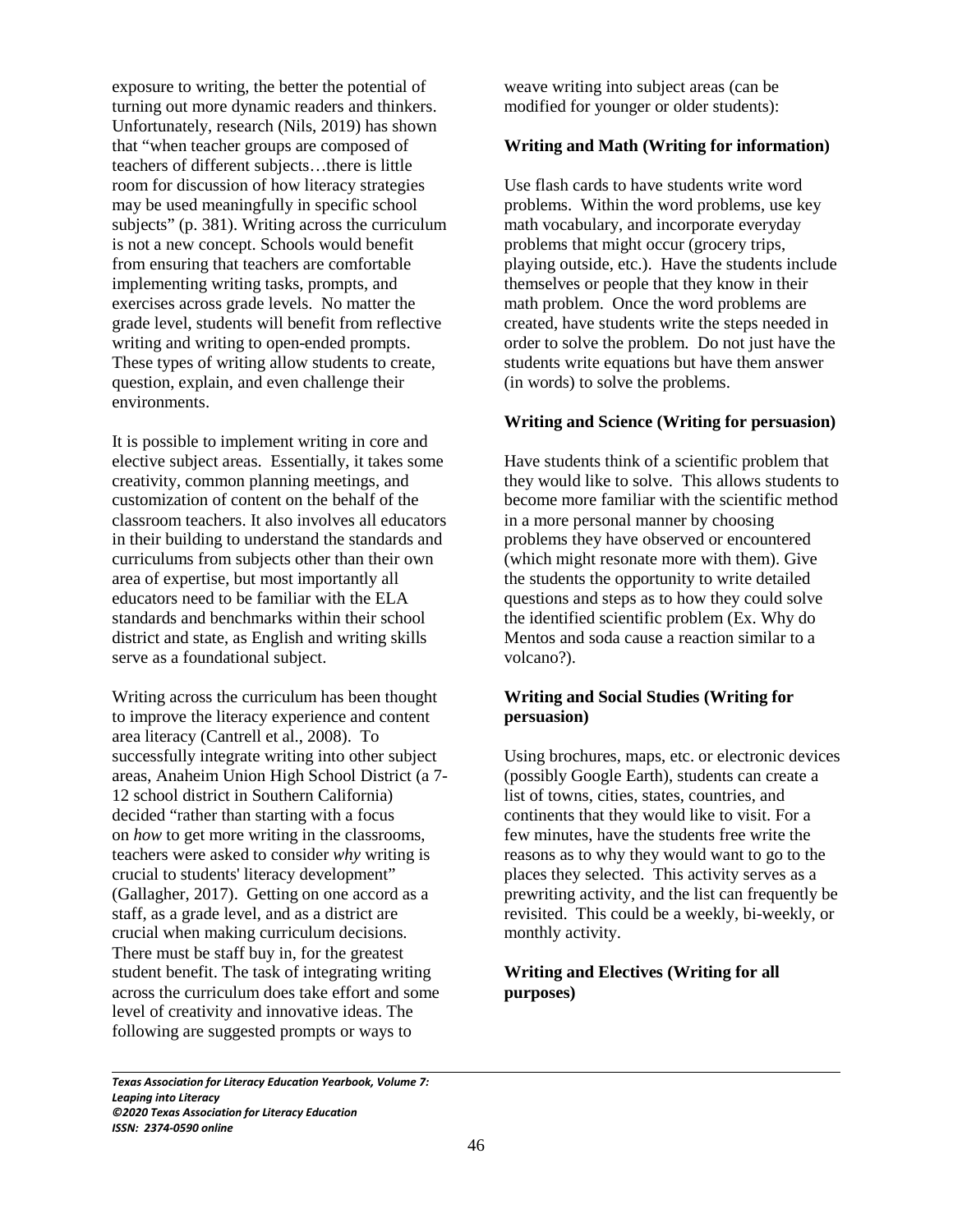exposure to writing, the better the potential of turning out more dynamic readers and thinkers. Unfortunately, research (Nils, 2019) has shown that "when teacher groups are composed of teachers of different subjects…there is little room for discussion of how literacy strategies may be used meaningfully in specific school subjects" (p. 381). Writing across the curriculum is not a new concept. Schools would benefit from ensuring that teachers are comfortable implementing writing tasks, prompts, and exercises across grade levels. No matter the grade level, students will benefit from reflective writing and writing to open-ended prompts. These types of writing allow students to create, question, explain, and even challenge their environments.

It is possible to implement writing in core and elective subject areas. Essentially, it takes some creativity, common planning meetings, and customization of content on the behalf of the classroom teachers. It also involves all educators in their building to understand the standards and curriculums from subjects other than their own area of expertise, but most importantly all educators need to be familiar with the ELA standards and benchmarks within their school district and state, as English and writing skills serve as a foundational subject.

Writing across the curriculum has been thought to improve the literacy experience and content area literacy (Cantrell et al., 2008). To successfully integrate writing into other subject areas, Anaheim Union High School District (a 7-12 school district in Southern California) decided "rather than starting with a focus on *how* to get more writing in the classrooms, teachers were asked to consider *why* writing is crucial to students' literacy development" (Gallagher, 2017). Getting on one accord as a staff, as a grade level, and as a district are crucial when making curriculum decisions. There must be staff buy in, for the greatest student benefit. The task of integrating writing across the curriculum does take effort and some level of creativity and innovative ideas. The following are suggested prompts or ways to weave writing into subject areas (can be modified for younger or older students):

**Writing and Math (Writing for information)**

Use flash cards to have students write word problems. Within the word problems, use key math vocabulary, and incorporate everyday problems that might occur (grocery trips, playing outside, etc.). Have the students include themselves or people that they know in their math problem. Once the word problems are created, have students write the steps needed in order to solve the problem. Do not just have the students write equations but have them answer (in words) to solve the problems.

**Writing and Science (Writing for persuasion)**

Have students think of a scientific problem that they would like to solve. This allows students to become more familiar with the scientific method in a more personal manner by choosing problems they have observed or encountered (which might resonate more with them). Give the students the opportunity to write detailed questions and steps as to how they could solve the identified scientific problem (Ex. Why do Mentos and soda cause a reaction similar to a volcano?).

**Writing and Social Studies (Writing for persuasion)**

Using brochures, maps, etc. or electronic devices (possibly Google Earth), students can create a list of towns, cities, states, countries, and continents that they would like to visit. For a few minutes, have the students free write the reasons as to why they would want to go to the places they selected. This activity serves as a prewriting activity, and the list can frequently be revisited. This could be a weekly, bi-weekly, or monthly activity.

**Writing and Electives (Writing for all purposes)**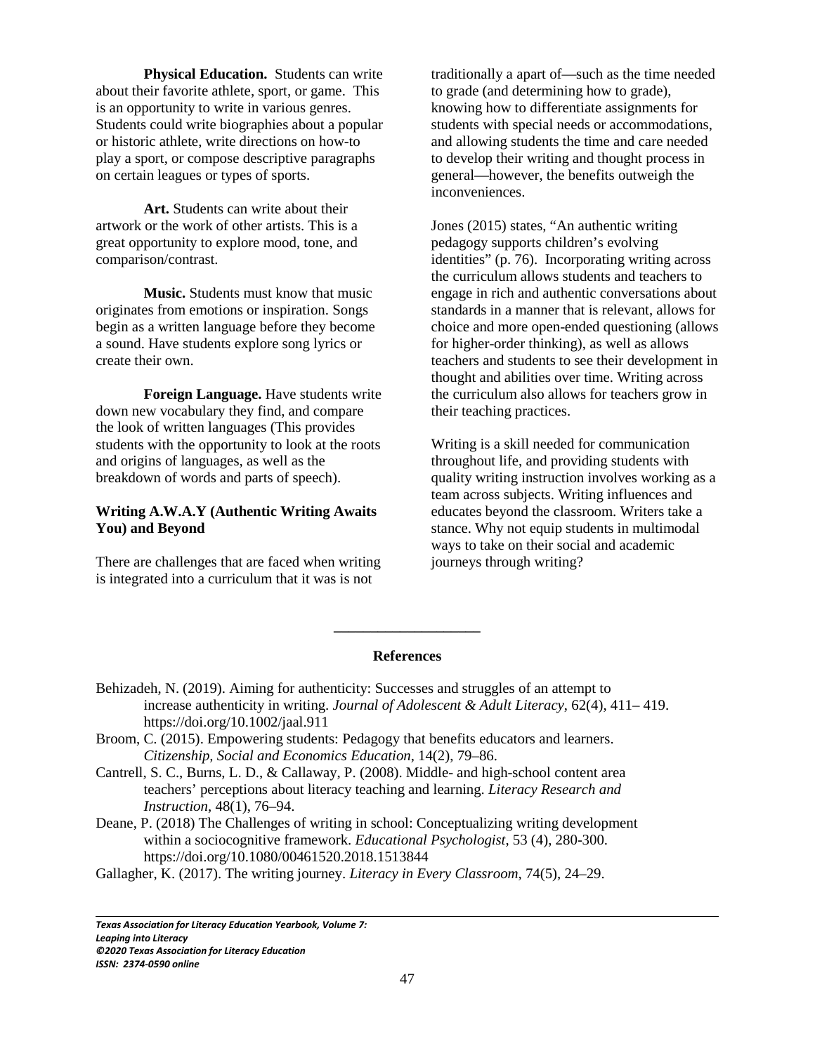**Physical Education.** Students can write about their favorite athlete, sport, or game. This is an opportunity to write in various genres. Students could write biographies about a popular or historic athlete, write directions on how-to play a sport, or compose descriptive paragraphs on certain leagues or types of sports.

**Art.** Students can write about their artwork or the work of other artists. This is a great opportunity to explore mood, tone, and comparison/contrast.

**Music.** Students must know that music originates from emotions or inspiration. Songs begin as a written language before they become a sound. Have students explore song lyrics or create their own.

**Foreign Language.** Have students write down new vocabulary they find, and compare the look of written languages (This provides students with the opportunity to look at the roots and origins of languages, as well as the breakdown of words and parts of speech).

### Writing A.W.A.Y (Authentic Writing Awaits You) and Beyond

There are challenges that are faced when writing is integrated into a curriculum that it was is not traditionally a apart of—such as the time needed to grade (and determining how to grade), knowing how to differentiate assignments for students with special needs or accommodations, and allowing students the time and care needed to develop their writing and thought process in general—however, the benefits outweigh the inconveniences.

Jones (2015) states, "An authentic writing pedagogy supports children's evolving identities" (p. 76). Incorporating writing across the curriculum allows students and teachers to engage in rich and authentic conversations about standards in a manner that is relevant, allows for choice and more open-ended questioning (allows for higher-order thinking), as well as allows teachers and students to see their development in thought and abilities over time. Writing across the curriculum also allows for teachers grow in their teaching practices.

Writing is a skill needed for communication throughout life, and providing students with quality writing instruction involves working as a team across subjects. Writing influences and educates beyond the classroom. Writers take a stance. Why not equip students in multimodal ways to take on their social and academic journeys through writing?

---

## References

Behizadeh, N. (2019). Aiming for authenticity: Successes and struggles of an attempt to increase authenticity in writing. *Journal of Adolescent & Adult Literacy*, 62(4), 411– 419. https://doi.org/10.1002/jaal.911

Broom, C. (2015). Empowering students: Pedagogy that benefits educators and learners. *Citizenship, Social and Economics Education*, 14(2), 79–86.

Cantrell, S. C., Burns, L. D., & Callaway, P. (2008). Middle- and high-school content area teachers' perceptions about literacy teaching and learning. *Literacy Research and Instruction*, 48(1), 76–94.

Deane, P. (2018) The Challenges of writing in school: Conceptualizing writing development within a sociocognitive framework. *Educational Psychologist*, 53 (4), 280-300. https://doi.org/10.1080/00461520.2018.1513844

Gallagher, K. (2017). The writing journey. *Literacy in Every Classroom*, 74(5), 24–29.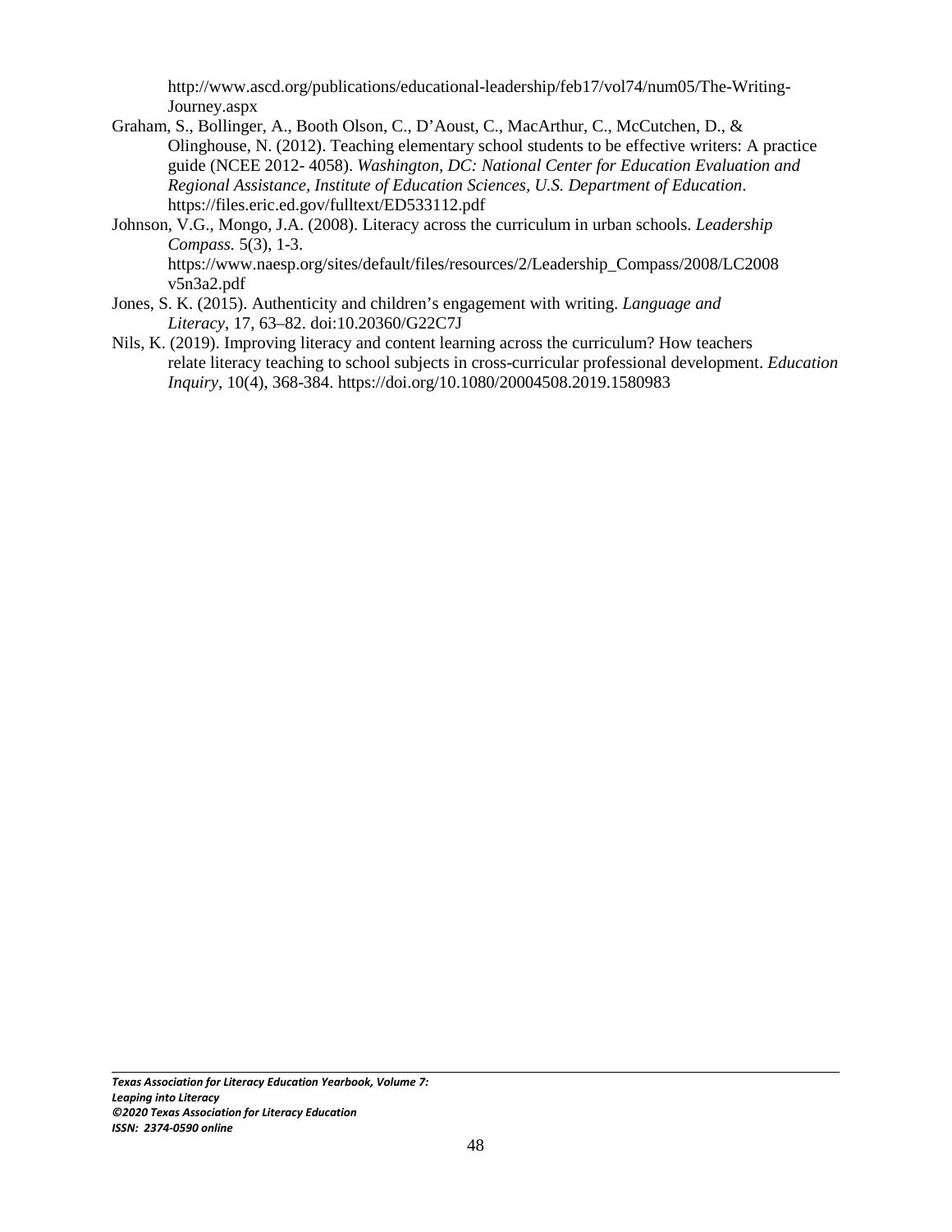http://www.ascd.org/publications/educational-leadership/feb17/vol74/num05/The-Writing-Journey.aspx

Graham, S., Bollinger, A., Booth Olson, C., D'Aoust, C., MacArthur, C., McCutchen, D., & Olinghouse, N. (2012). Teaching elementary school students to be effective writers: A practice guide (NCEE 2012- 4058). *Washington, DC: National Center for Education Evaluation and Regional Assistance, Institute of Education Sciences, U.S. Department of Education*. https://files.eric.ed.gov/fulltext/ED533112.pdf

Johnson, V.G., Mongo, J.A. (2008). Literacy across the curriculum in urban schools. *Leadership Compass.* 5(3), 1-3. https://www.naesp.org/sites/default/files/resources/2/Leadership_Compass/2008/LC2008v5n3a2.pdf

Jones, S. K. (2015). Authenticity and children's engagement with writing. *Language and Literacy*, 17, 63–82. doi:10.20360/G22C7J

Nils, K. (2019). Improving literacy and content learning across the curriculum? How teachers relate literacy teaching to school subjects in cross-curricular professional development. *Education Inquiry*, 10(4), 368-384. https://doi.org/10.1080/20004508.2019.1580983